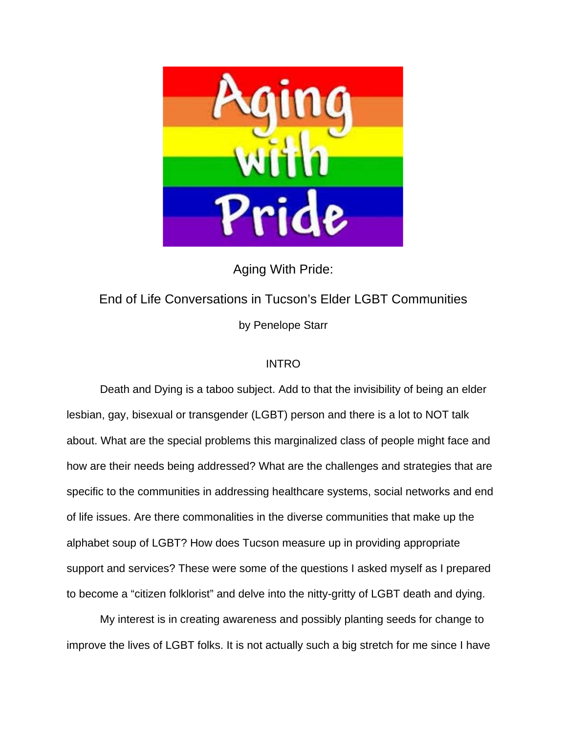# Aging With Pride:

## End of Life Conversations in Tucson's Elder LGBT Communities

by Penelope Starr

### INTRO

Death and Dying is a taboo subject. Add to that the invisibility of being an elder lesbian, gay, bisexual or transgender (LGBT) person and there is a lot to NOT talk about. What are the special problems this marginalized class of people might face and how are their needs being addressed? What are the challenges and strategies that are specific to the communities in addressing healthcare systems, social networks and end of life issues. Are there commonalities in the diverse communities that make up the alphabet soup of LGBT? How does Tucson measure up in providing appropriate support and services? These were some of the questions I asked myself as I prepared to become a "citizen folklorist" and delve into the nitty-gritty of LGBT death and dying.

My interest is in creating awareness and possibly planting seeds for change to improve the lives of LGBT folks. It is not actually such a big stretch for me since I have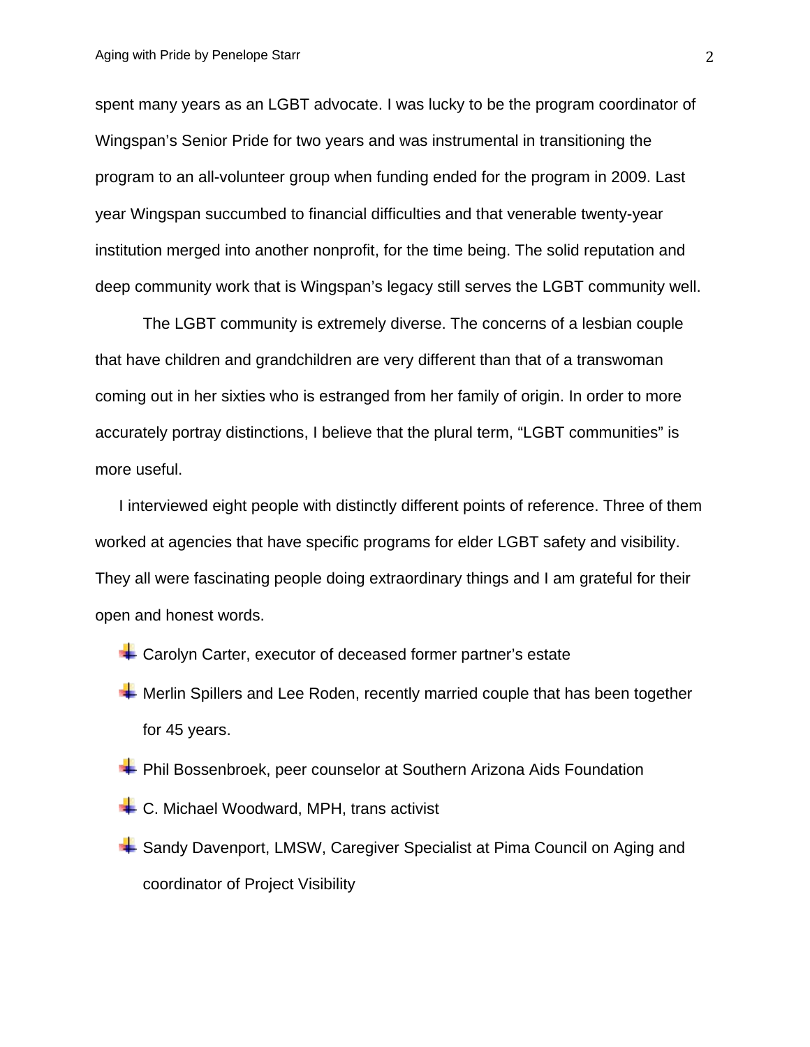spent many years as an LGBT advocate. I was lucky to be the program coordinator of Wingspan's Senior Pride for two years and was instrumental in transitioning the program to an all-volunteer group when funding ended for the program in 2009. Last year Wingspan succumbed to financial difficulties and that venerable twenty-year institution merged into another nonprofit, for the time being. The solid reputation and deep community work that is Wingspan's legacy still serves the LGBT community well.

The LGBT community is extremely diverse. The concerns of a lesbian couple that have children and grandchildren are very different than that of a transwoman coming out in her sixties who is estranged from her family of origin. In order to more accurately portray distinctions, I believe that the plural term, "LGBT communities" is more useful.

I interviewed eight people with distinctly different points of reference. Three of them worked at agencies that have specific programs for elder LGBT safety and visibility. They all were fascinating people doing extraordinary things and I am grateful for their open and honest words.

- Carolyn Carter, executor of deceased former partner's estate
- Merlin Spillers and Lee Roden, recently married couple that has been together for 45 years.
- Phil Bossenbroek, peer counselor at Southern Arizona Aids Foundation
- C. Michael Woodward, MPH, trans activist
- Sandy Davenport, LMSW, Caregiver Specialist at Pima Council on Aging and coordinator of Project Visibility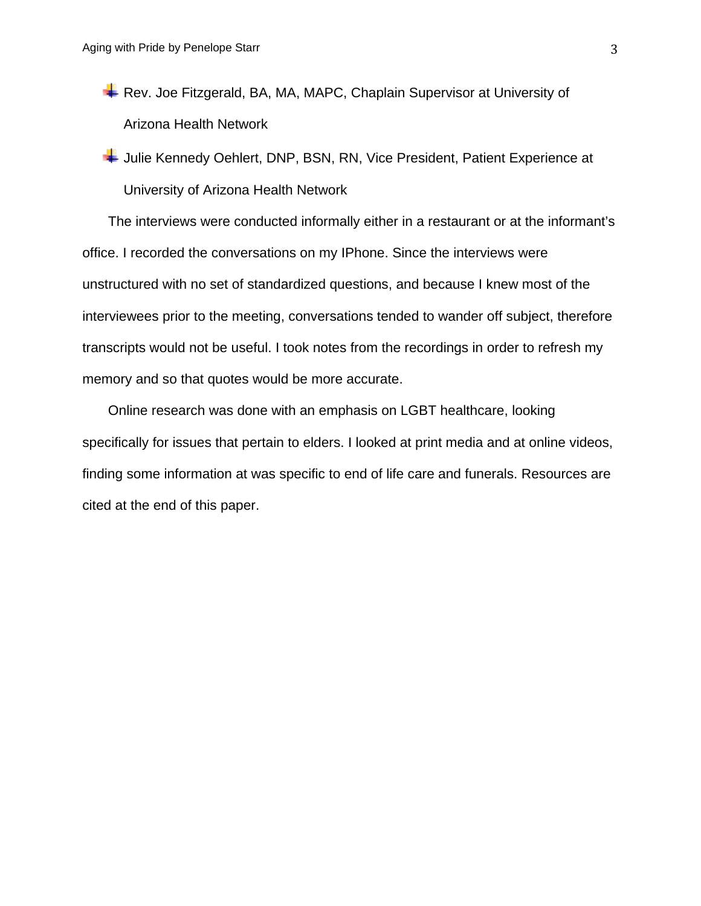- Rev. Joe Fitzgerald, BA, MA, MAPC, Chaplain Supervisor at University of Arizona Health Network
- Julie Kennedy Oehlert, DNP, BSN, RN, Vice President, Patient Experience at University of Arizona Health Network

The interviews were conducted informally either in a restaurant or at the informant's office. I recorded the conversations on my IPhone. Since the interviews were unstructured with no set of standardized questions, and because I knew most of the interviewees prior to the meeting, conversations tended to wander off subject, therefore transcripts would not be useful. I took notes from the recordings in order to refresh my memory and so that quotes would be more accurate.

Online research was done with an emphasis on LGBT healthcare, looking specifically for issues that pertain to elders. I looked at print media and at online videos, finding some information at was specific to end of life care and funerals. Resources are cited at the end of this paper.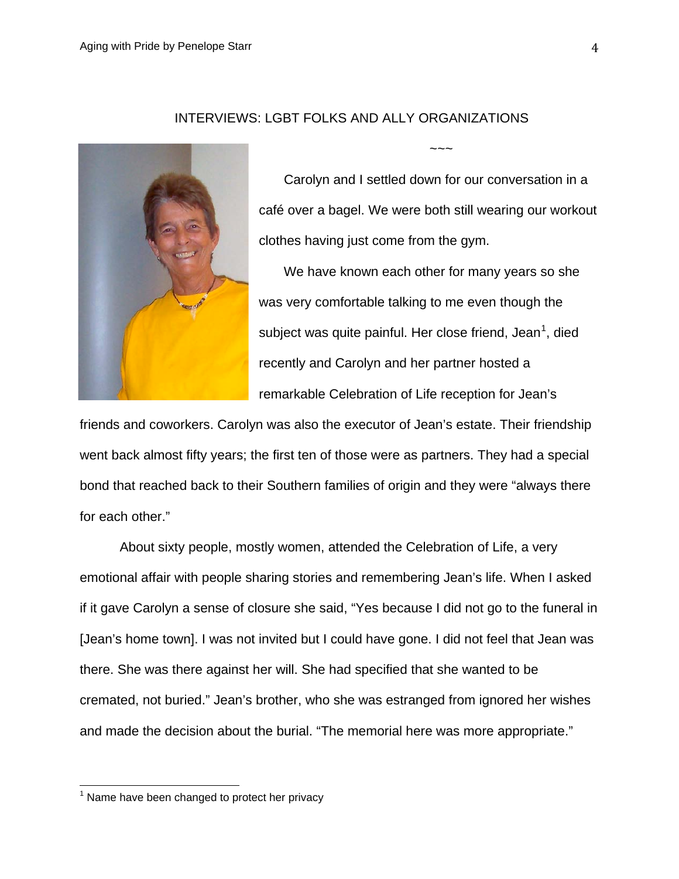## INTERVIEWS: LGBT FOLKS AND ALLY ORGANIZATIONS

~~~

Carolyn and I settled down for our conversation in a café over a bagel. We were both still wearing our workout clothes having just come from the gym.

We have known each other for many years so she was very comfortable talking to me even though the subject was quite painful. Her close friend, Jean[1], died recently and Carolyn and her partner hosted a remarkable Celebration of Life reception for Jean's friends and coworkers. Carolyn was also the executor of Jean's estate. Their friendship went back almost fifty years; the first ten of those were as partners. They had a special bond that reached back to their Southern families of origin and they were "always there for each other."

About sixty people, mostly women, attended the Celebration of Life, a very emotional affair with people sharing stories and remembering Jean's life. When I asked if it gave Carolyn a sense of closure she said, "Yes because I did not go to the funeral in [Jean's home town]. I was not invited but I could have gone. I did not feel that Jean was there. She was there against her will. She had specified that she wanted to be cremated, not buried." Jean's brother, who she was estranged from ignored her wishes and made the decision about the burial. "The memorial here was more appropriate."

---

[1] Name have been changed to protect her privacy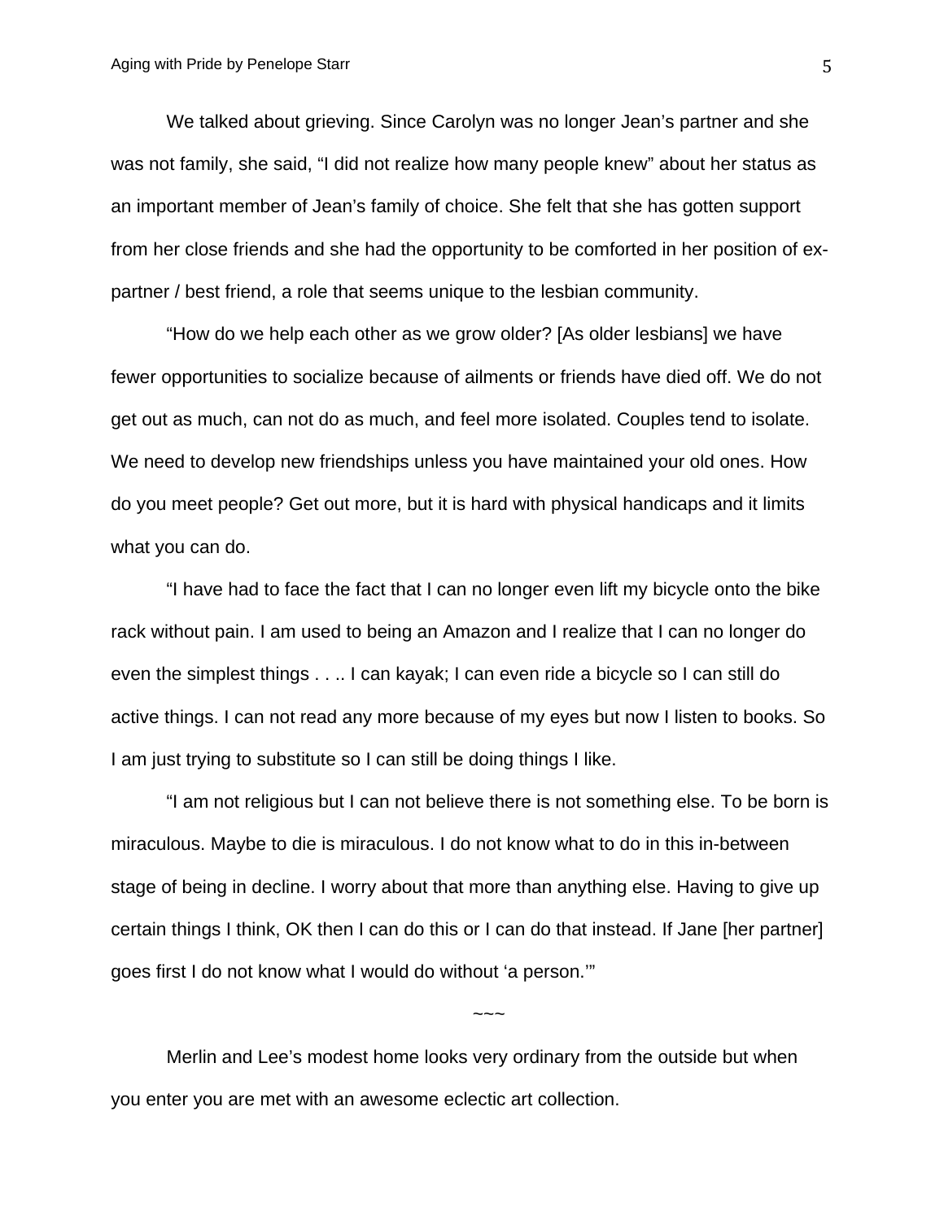We talked about grieving. Since Carolyn was no longer Jean's partner and she was not family, she said, "I did not realize how many people knew" about her status as an important member of Jean's family of choice. She felt that she has gotten support from her close friends and she had the opportunity to be comforted in her position of ex-partner / best friend, a role that seems unique to the lesbian community.

"How do we help each other as we grow older? [As older lesbians] we have fewer opportunities to socialize because of ailments or friends have died off. We do not get out as much, can not do as much, and feel more isolated. Couples tend to isolate. We need to develop new friendships unless you have maintained your old ones. How do you meet people? Get out more, but it is hard with physical handicaps and it limits what you can do.

"I have had to face the fact that I can no longer even lift my bicycle onto the bike rack without pain. I am used to being an Amazon and I realize that I can no longer do even the simplest things . . .. I can kayak; I can even ride a bicycle so I can still do active things. I can not read any more because of my eyes but now I listen to books. So I am just trying to substitute so I can still be doing things I like.

"I am not religious but I can not believe there is not something else. To be born is miraculous. Maybe to die is miraculous. I do not know what to do in this in-between stage of being in decline. I worry about that more than anything else. Having to give up certain things I think, OK then I can do this or I can do that instead. If Jane [her partner] goes first I do not know what I would do without 'a person.'"

~~~

Merlin and Lee's modest home looks very ordinary from the outside but when you enter you are met with an awesome eclectic art collection.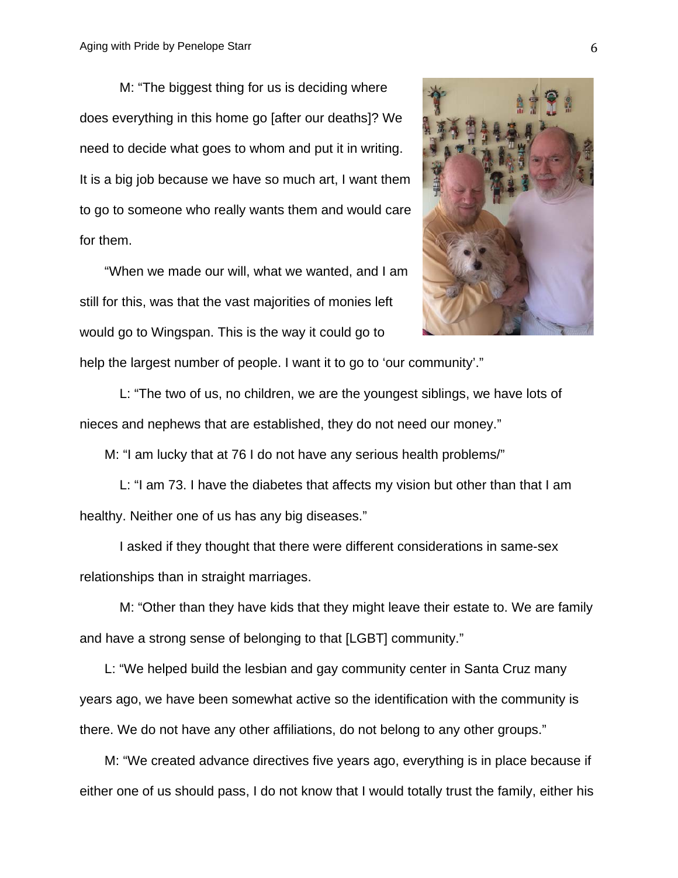M: "The biggest thing for us is deciding where does everything in this home go [after our deaths]? We need to decide what goes to whom and put it in writing. It is a big job because we have so much art, I want them to go to someone who really wants them and would care for them.

"When we made our will, what we wanted, and I am still for this, was that the vast majorities of monies left would go to Wingspan. This is the way it could go to help the largest number of people. I want it to go to 'our community'."

L: "The two of us, no children, we are the youngest siblings, we have lots of nieces and nephews that are established, they do not need our money."

M: "I am lucky that at 76 I do not have any serious health problems/"

L: "I am 73. I have the diabetes that affects my vision but other than that I am healthy. Neither one of us has any big diseases."

I asked if they thought that there were different considerations in same-sex relationships than in straight marriages.

M: "Other than they have kids that they might leave their estate to. We are family and have a strong sense of belonging to that [LGBT] community."

L: "We helped build the lesbian and gay community center in Santa Cruz many years ago, we have been somewhat active so the identification with the community is there. We do not have any other affiliations, do not belong to any other groups."

M: "We created advance directives five years ago, everything is in place because if either one of us should pass, I do not know that I would totally trust the family, either his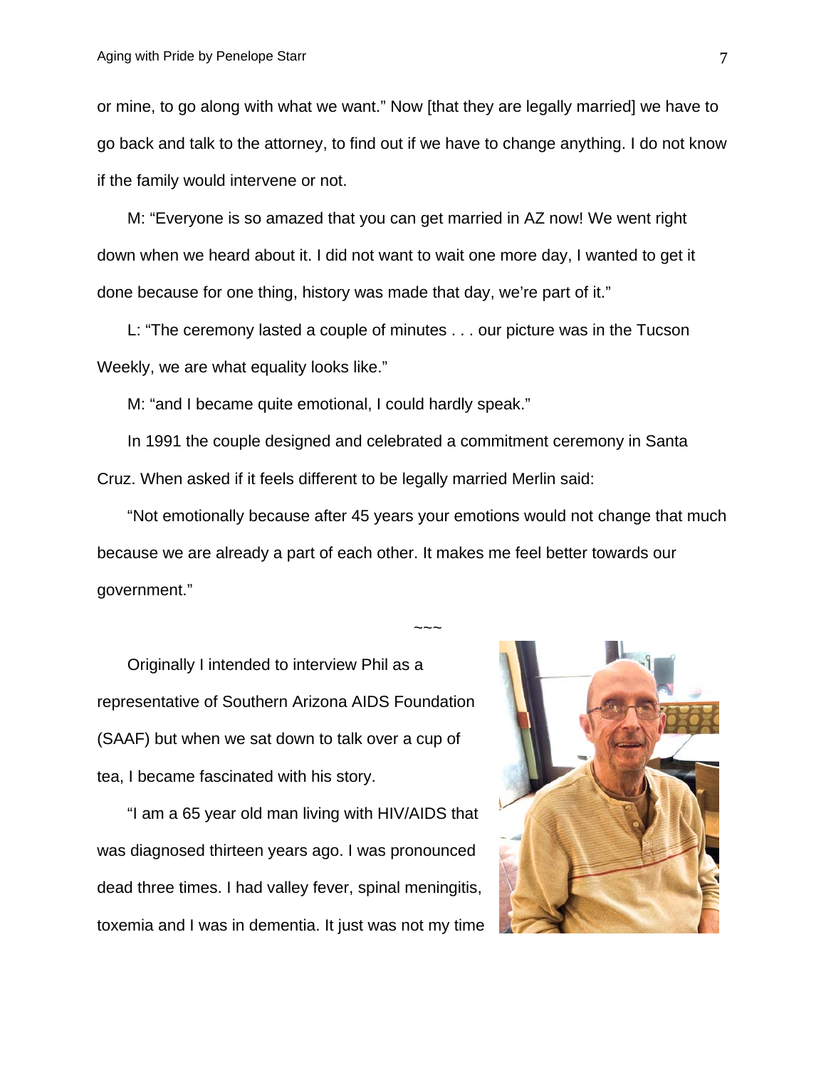or mine, to go along with what we want." Now [that they are legally married] we have to go back and talk to the attorney, to find out if we have to change anything. I do not know if the family would intervene or not.

M: "Everyone is so amazed that you can get married in AZ now! We went right down when we heard about it. I did not want to wait one more day, I wanted to get it done because for one thing, history was made that day, we're part of it."

L: "The ceremony lasted a couple of minutes . . . our picture was in the Tucson Weekly, we are what equality looks like."

M: "and I became quite emotional, I could hardly speak."

In 1991 the couple designed and celebrated a commitment ceremony in Santa Cruz. When asked if it feels different to be legally married Merlin said:

"Not emotionally because after 45 years your emotions would not change that much because we are already a part of each other. It makes me feel better towards our government."

~~~

Originally I intended to interview Phil as a representative of Southern Arizona AIDS Foundation (SAAF) but when we sat down to talk over a cup of tea, I became fascinated with his story.

"I am a 65 year old man living with HIV/AIDS that was diagnosed thirteen years ago. I was pronounced dead three times. I had valley fever, spinal meningitis, toxemia and I was in dementia. It just was not my time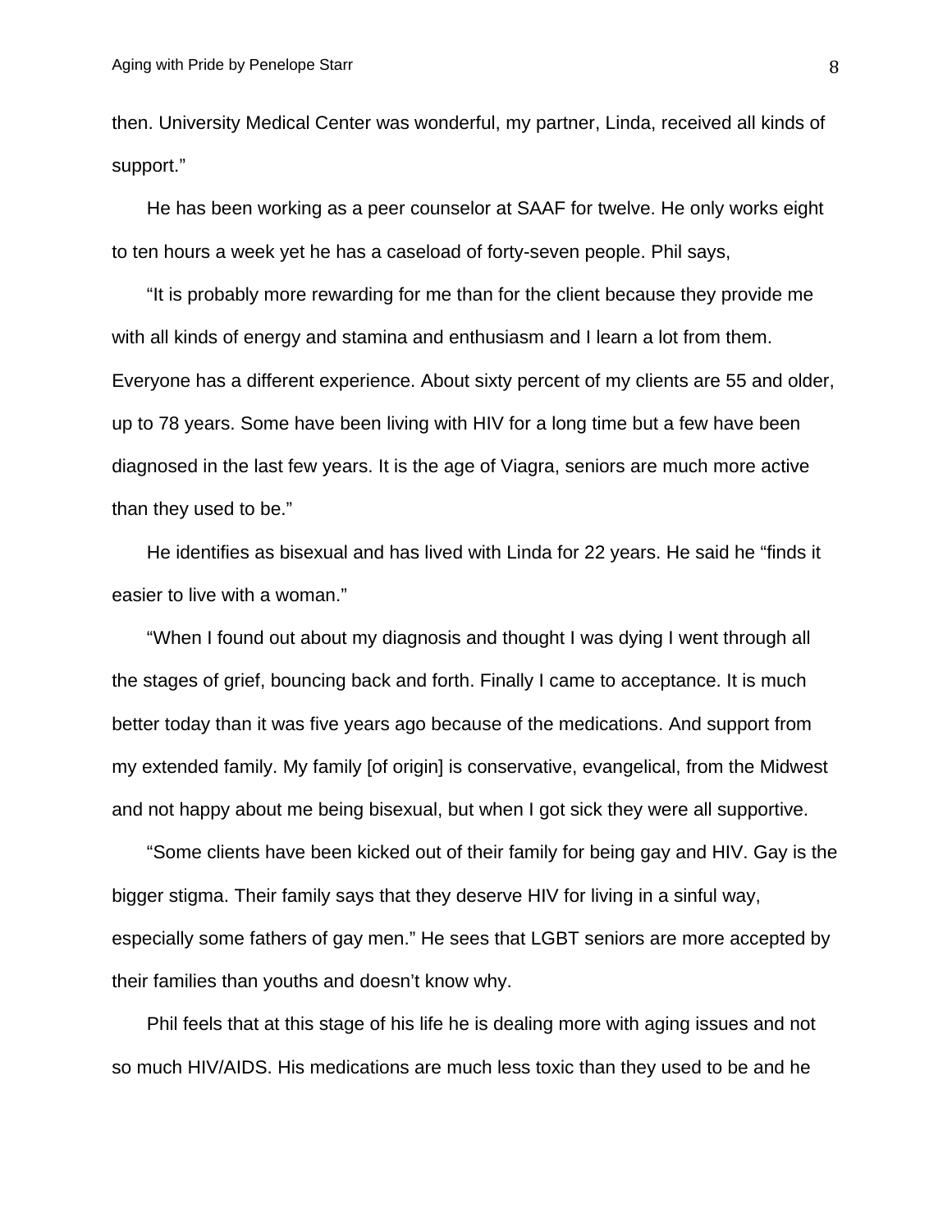then. University Medical Center was wonderful, my partner, Linda, received all kinds of support."

He has been working as a peer counselor at SAAF for twelve. He only works eight to ten hours a week yet he has a caseload of forty-seven people. Phil says,

"It is probably more rewarding for me than for the client because they provide me with all kinds of energy and stamina and enthusiasm and I learn a lot from them. Everyone has a different experience. About sixty percent of my clients are 55 and older, up to 78 years. Some have been living with HIV for a long time but a few have been diagnosed in the last few years. It is the age of Viagra, seniors are much more active than they used to be."

He identifies as bisexual and has lived with Linda for 22 years. He said he "finds it easier to live with a woman."

"When I found out about my diagnosis and thought I was dying I went through all the stages of grief, bouncing back and forth. Finally I came to acceptance. It is much better today than it was five years ago because of the medications. And support from my extended family. My family [of origin] is conservative, evangelical, from the Midwest and not happy about me being bisexual, but when I got sick they were all supportive.

"Some clients have been kicked out of their family for being gay and HIV. Gay is the bigger stigma. Their family says that they deserve HIV for living in a sinful way, especially some fathers of gay men." He sees that LGBT seniors are more accepted by their families than youths and doesn't know why.

Phil feels that at this stage of his life he is dealing more with aging issues and not so much HIV/AIDS. His medications are much less toxic than they used to be and he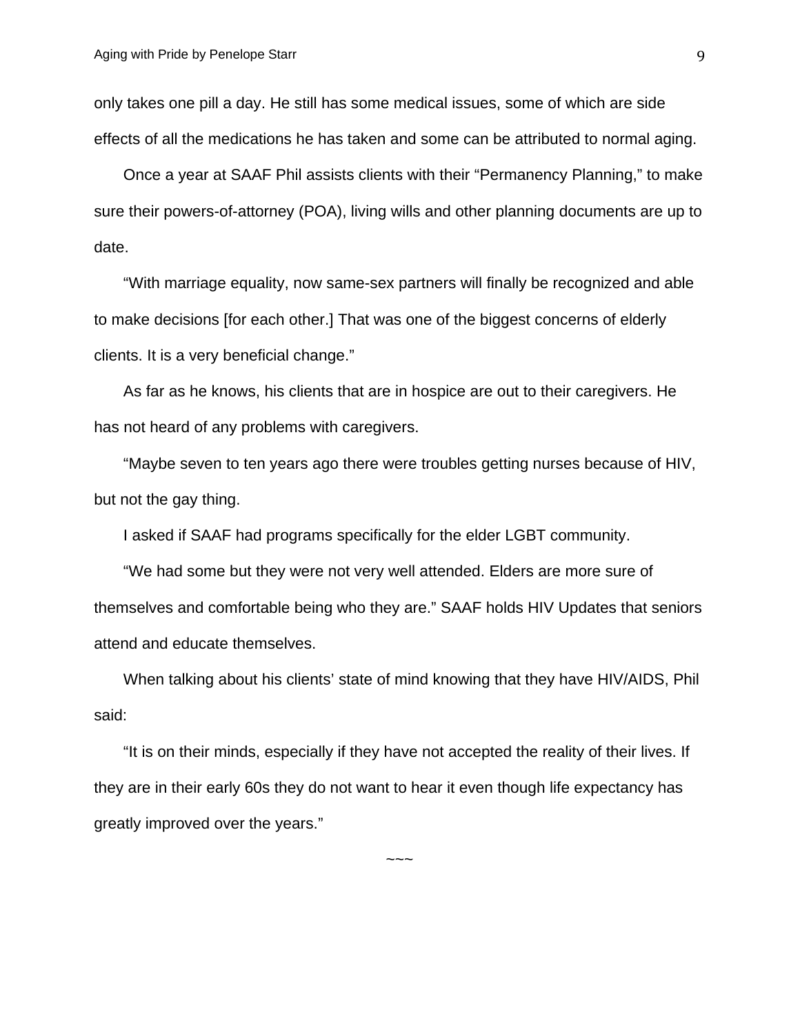only takes one pill a day. He still has some medical issues, some of which are side effects of all the medications he has taken and some can be attributed to normal aging.

Once a year at SAAF Phil assists clients with their "Permanency Planning," to make sure their powers-of-attorney (POA), living wills and other planning documents are up to date.

"With marriage equality, now same-sex partners will finally be recognized and able to make decisions [for each other.] That was one of the biggest concerns of elderly clients. It is a very beneficial change."

As far as he knows, his clients that are in hospice are out to their caregivers. He has not heard of any problems with caregivers.

"Maybe seven to ten years ago there were troubles getting nurses because of HIV, but not the gay thing.

I asked if SAAF had programs specifically for the elder LGBT community.

"We had some but they were not very well attended. Elders are more sure of themselves and comfortable being who they are." SAAF holds HIV Updates that seniors attend and educate themselves.

When talking about his clients' state of mind knowing that they have HIV/AIDS, Phil said:

"It is on their minds, especially if they have not accepted the reality of their lives. If they are in their early 60s they do not want to hear it even though life expectancy has greatly improved over the years."

~~~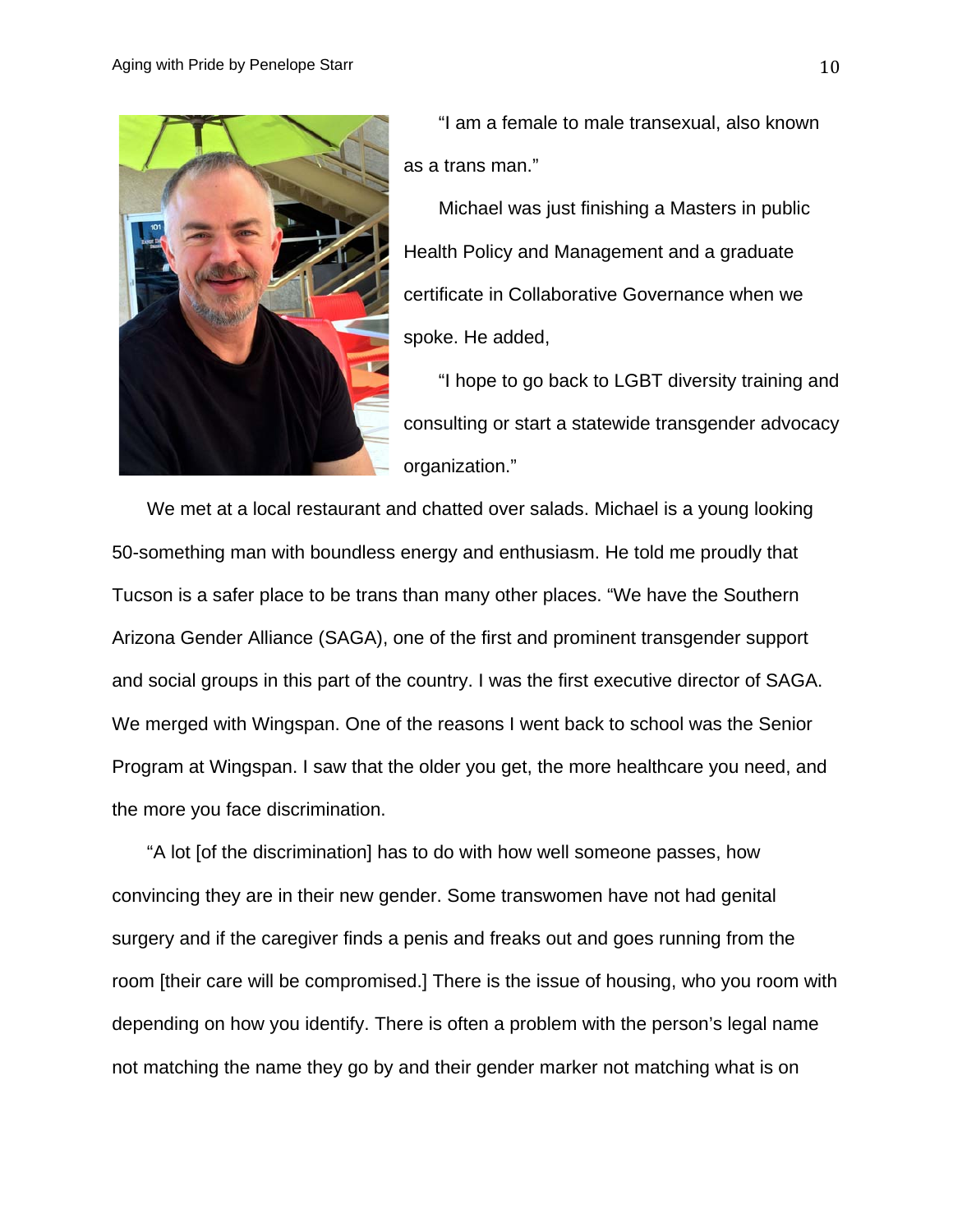"I am a female to male transexual, also known as a trans man."

Michael was just finishing a Masters in public Health Policy and Management and a graduate certificate in Collaborative Governance when we spoke. He added,

"I hope to go back to LGBT diversity training and consulting or start a statewide transgender advocacy organization."

We met at a local restaurant and chatted over salads. Michael is a young looking 50-something man with boundless energy and enthusiasm. He told me proudly that Tucson is a safer place to be trans than many other places. "We have the Southern Arizona Gender Alliance (SAGA), one of the first and prominent transgender support and social groups in this part of the country. I was the first executive director of SAGA. We merged with Wingspan. One of the reasons I went back to school was the Senior Program at Wingspan. I saw that the older you get, the more healthcare you need, and the more you face discrimination.

"A lot [of the discrimination] has to do with how well someone passes, how convincing they are in their new gender. Some transwomen have not had genital surgery and if the caregiver finds a penis and freaks out and goes running from the room [their care will be compromised.] There is the issue of housing, who you room with depending on how you identify. There is often a problem with the person's legal name not matching the name they go by and their gender marker not matching what is on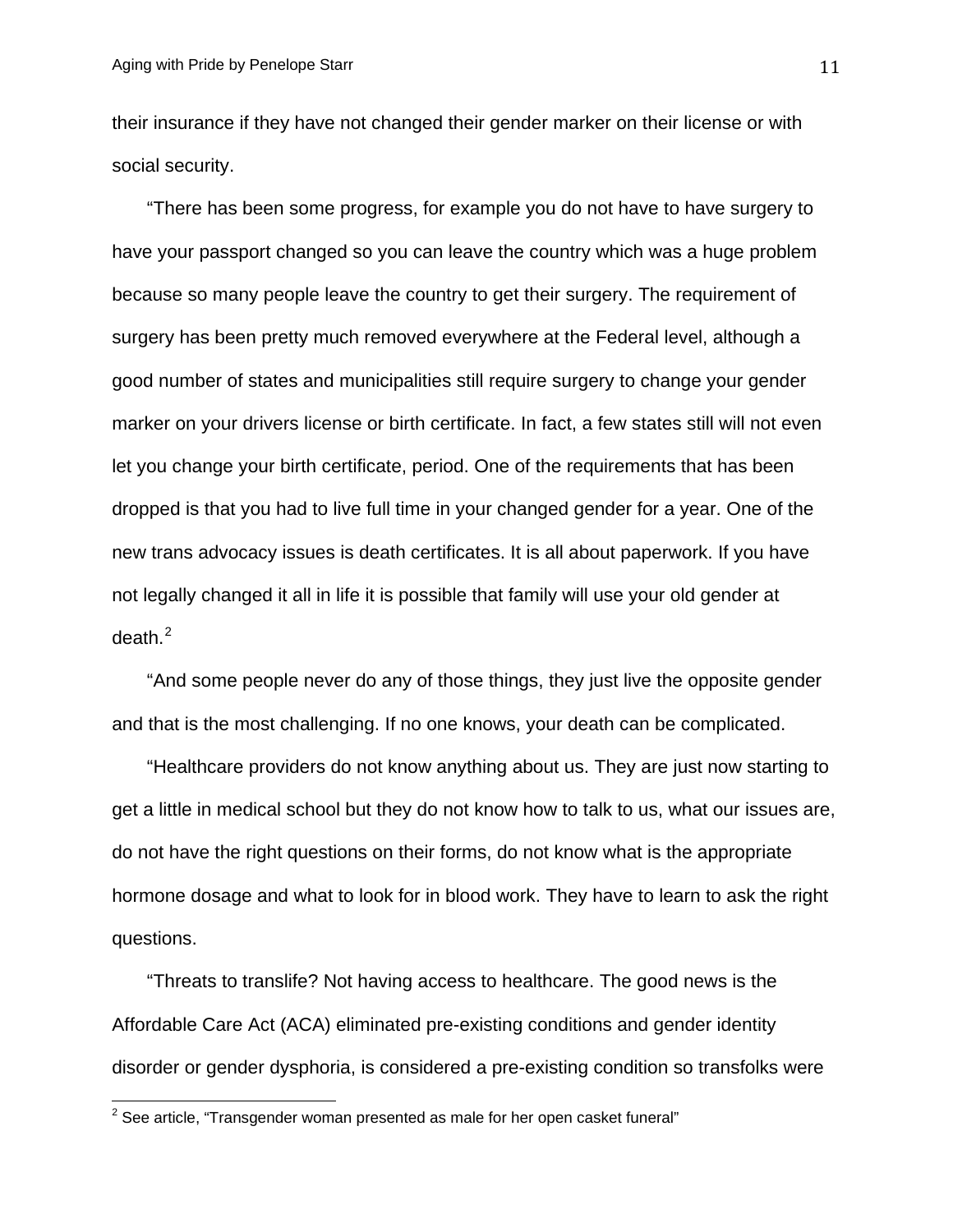their insurance if they have not changed their gender marker on their license or with social security.

"There has been some progress, for example you do not have to have surgery to have your passport changed so you can leave the country which was a huge problem because so many people leave the country to get their surgery. The requirement of surgery has been pretty much removed everywhere at the Federal level, although a good number of states and municipalities still require surgery to change your gender marker on your drivers license or birth certificate. In fact, a few states still will not even let you change your birth certificate, period. One of the requirements that has been dropped is that you had to live full time in your changed gender for a year. One of the new trans advocacy issues is death certificates. It is all about paperwork. If you have not legally changed it all in life it is possible that family will use your old gender at death.[2]

"And some people never do any of those things, they just live the opposite gender and that is the most challenging. If no one knows, your death can be complicated.

"Healthcare providers do not know anything about us. They are just now starting to get a little in medical school but they do not know how to talk to us, what our issues are, do not have the right questions on their forms, do not know what is the appropriate hormone dosage and what to look for in blood work. They have to learn to ask the right questions.

"Threats to translife? Not having access to healthcare. The good news is the Affordable Care Act (ACA) eliminated pre-existing conditions and gender identity disorder or gender dysphoria, is considered a pre-existing condition so transfolks were

---

[2] See article, "Transgender woman presented as male for her open casket funeral"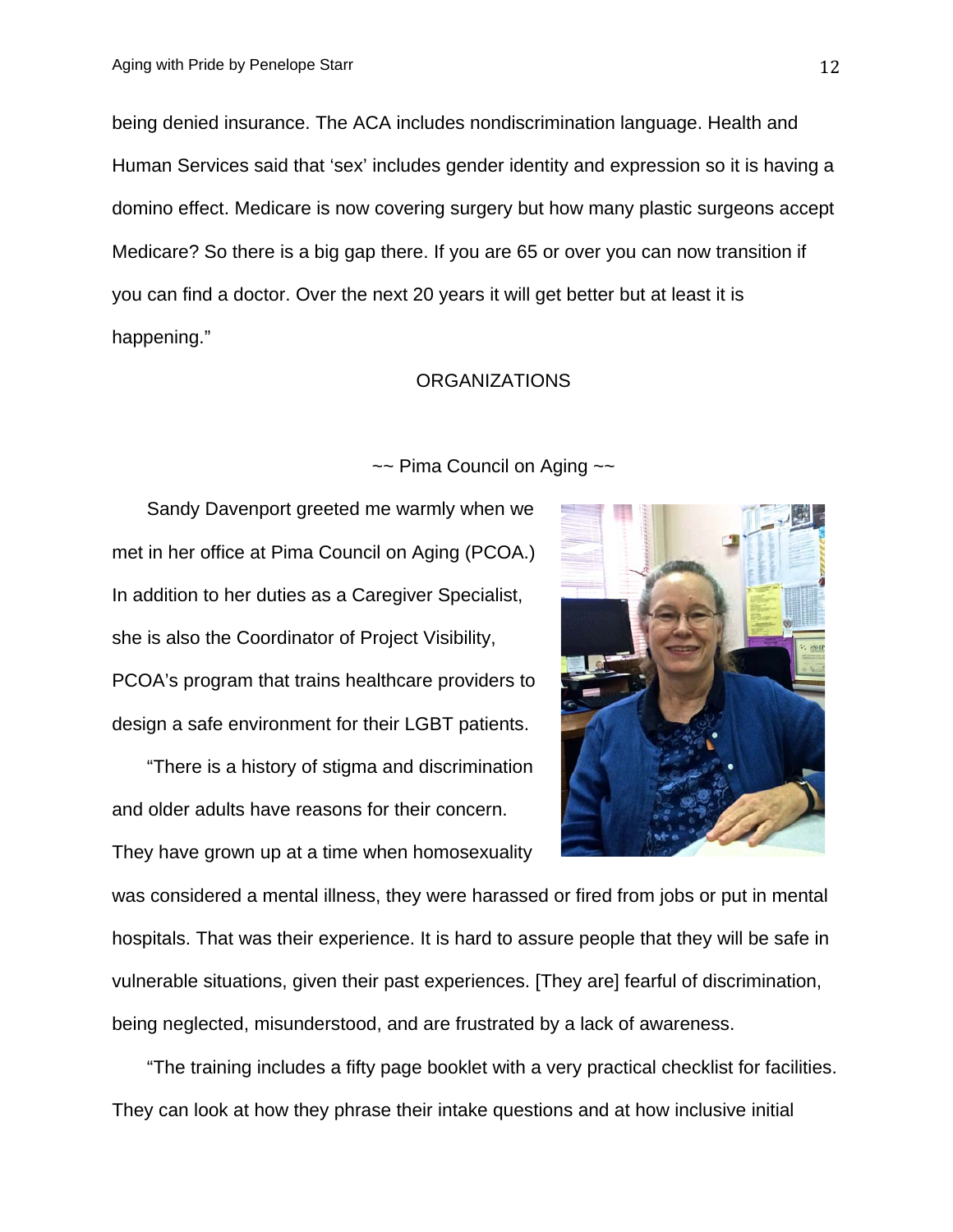being denied insurance. The ACA includes nondiscrimination language. Health and Human Services said that 'sex' includes gender identity and expression so it is having a domino effect. Medicare is now covering surgery but how many plastic surgeons accept Medicare? So there is a big gap there. If you are 65 or over you can now transition if you can find a doctor. Over the next 20 years it will get better but at least it is happening."

## ORGANIZATIONS

### ~~ Pima Council on Aging ~~

Sandy Davenport greeted me warmly when we met in her office at Pima Council on Aging (PCOA.) In addition to her duties as a Caregiver Specialist, she is also the Coordinator of Project Visibility, PCOA's program that trains healthcare providers to design a safe environment for their LGBT patients.

"There is a history of stigma and discrimination and older adults have reasons for their concern. They have grown up at a time when homosexuality was considered a mental illness, they were harassed or fired from jobs or put in mental hospitals. That was their experience. It is hard to assure people that they will be safe in vulnerable situations, given their past experiences. [They are] fearful of discrimination, being neglected, misunderstood, and are frustrated by a lack of awareness.

"The training includes a fifty page booklet with a very practical checklist for facilities. They can look at how they phrase their intake questions and at how inclusive initial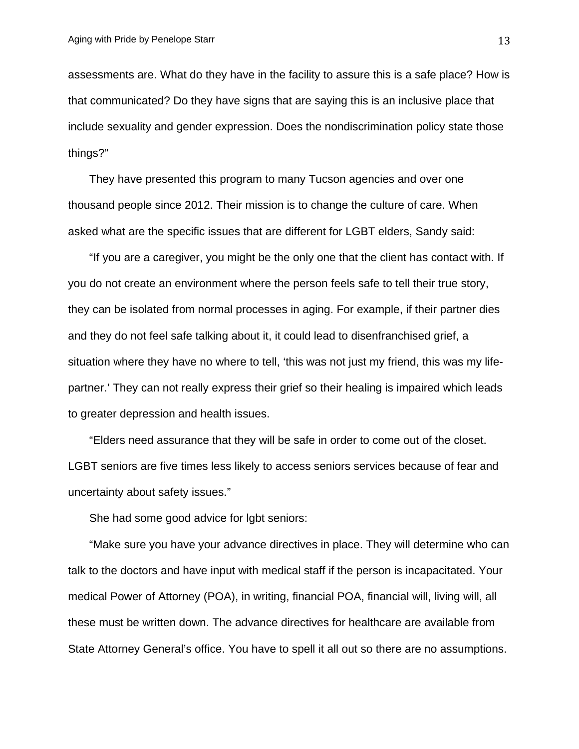assessments are. What do they have in the facility to assure this is a safe place? How is that communicated? Do they have signs that are saying this is an inclusive place that include sexuality and gender expression. Does the nondiscrimination policy state those things?"

They have presented this program to many Tucson agencies and over one thousand people since 2012. Their mission is to change the culture of care. When asked what are the specific issues that are different for LGBT elders, Sandy said:

"If you are a caregiver, you might be the only one that the client has contact with. If you do not create an environment where the person feels safe to tell their true story, they can be isolated from normal processes in aging. For example, if their partner dies and they do not feel safe talking about it, it could lead to disenfranchised grief, a situation where they have no where to tell, 'this was not just my friend, this was my life-partner.' They can not really express their grief so their healing is impaired which leads to greater depression and health issues.

"Elders need assurance that they will be safe in order to come out of the closet. LGBT seniors are five times less likely to access seniors services because of fear and uncertainty about safety issues."

She had some good advice for lgbt seniors:

"Make sure you have your advance directives in place. They will determine who can talk to the doctors and have input with medical staff if the person is incapacitated. Your medical Power of Attorney (POA), in writing, financial POA, financial will, living will, all these must be written down. The advance directives for healthcare are available from State Attorney General's office. You have to spell it all out so there are no assumptions.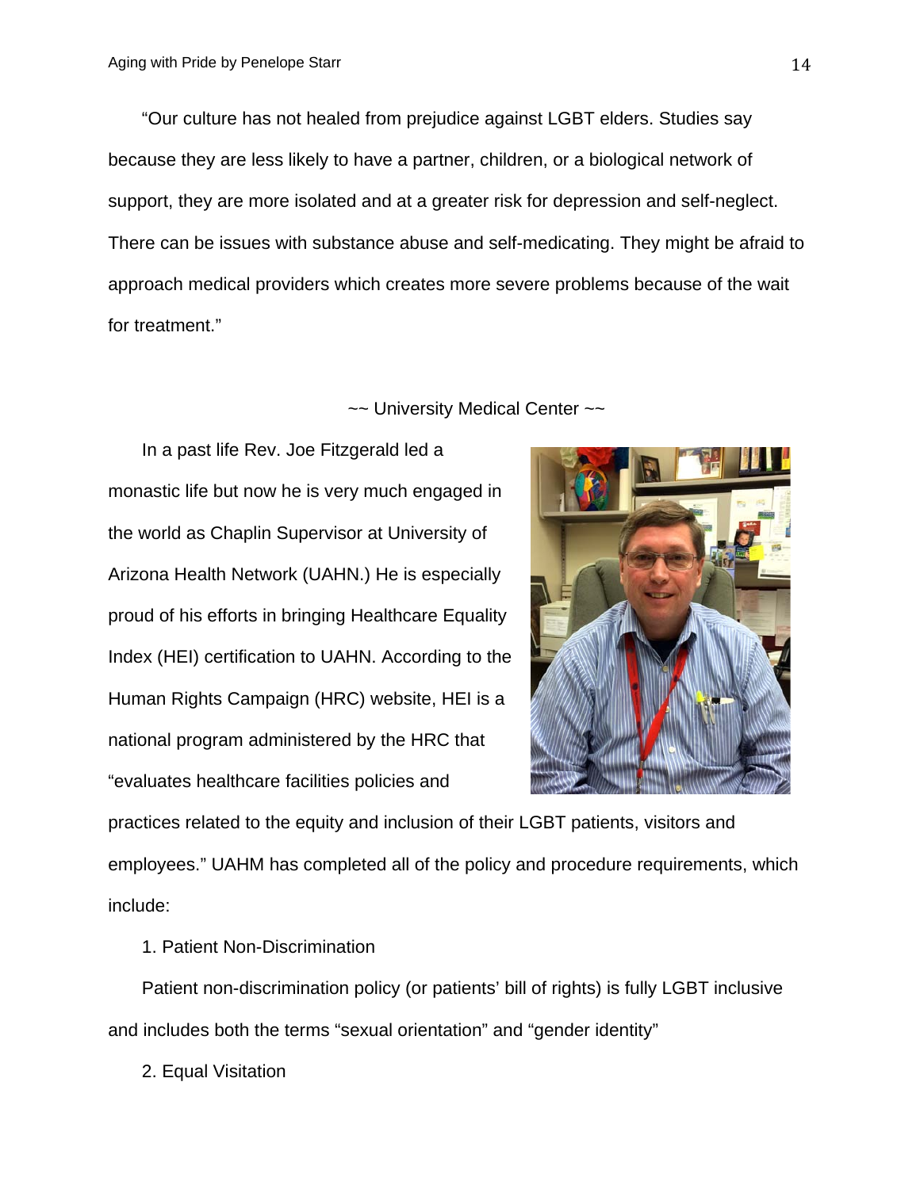"Our culture has not healed from prejudice against LGBT elders. Studies say because they are less likely to have a partner, children, or a biological network of support, they are more isolated and at a greater risk for depression and self-neglect. There can be issues with substance abuse and self-medicating. They might be afraid to approach medical providers which creates more severe problems because of the wait for treatment."

~~ University Medical Center ~~

In a past life Rev. Joe Fitzgerald led a monastic life but now he is very much engaged in the world as Chaplin Supervisor at University of Arizona Health Network (UAHN.) He is especially proud of his efforts in bringing Healthcare Equality Index (HEI) certification to UAHN. According to the Human Rights Campaign (HRC) website, HEI is a national program administered by the HRC that "evaluates healthcare facilities policies and practices related to the equity and inclusion of their LGBT patients, visitors and employees." UAHM has completed all of the policy and procedure requirements, which include:

1. Patient Non-Discrimination

Patient non-discrimination policy (or patients' bill of rights) is fully LGBT inclusive and includes both the terms "sexual orientation" and "gender identity"

2. Equal Visitation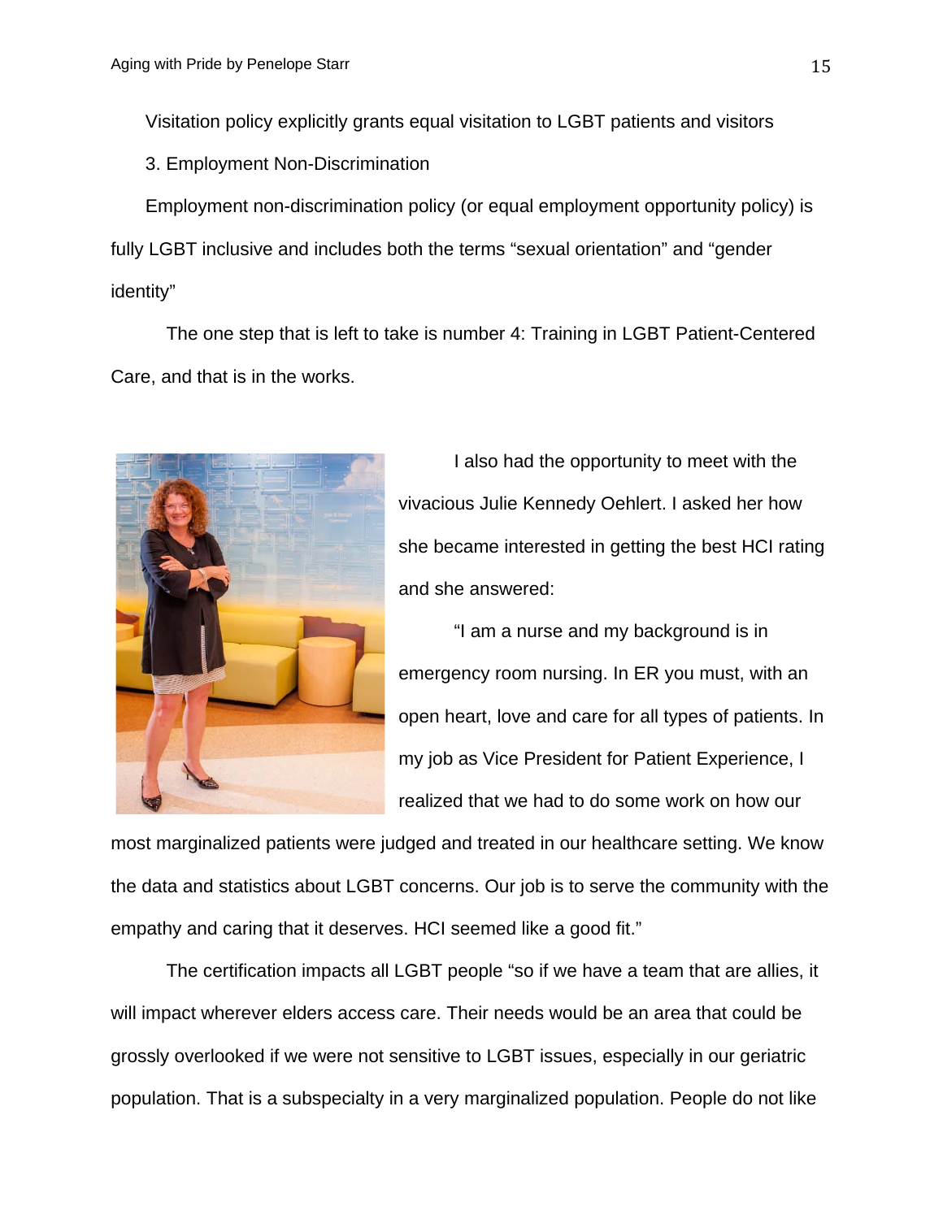Visitation policy explicitly grants equal visitation to LGBT patients and visitors

3. Employment Non-Discrimination

Employment non-discrimination policy (or equal employment opportunity policy) is fully LGBT inclusive and includes both the terms "sexual orientation" and "gender identity"

The one step that is left to take is number 4: Training in LGBT Patient-Centered Care, and that is in the works.

I also had the opportunity to meet with the vivacious Julie Kennedy Oehlert. I asked her how she became interested in getting the best HCI rating and she answered:

"I am a nurse and my background is in emergency room nursing. In ER you must, with an open heart, love and care for all types of patients. In my job as Vice President for Patient Experience, I realized that we had to do some work on how our most marginalized patients were judged and treated in our healthcare setting. We know the data and statistics about LGBT concerns. Our job is to serve the community with the empathy and caring that it deserves. HCI seemed like a good fit."

The certification impacts all LGBT people "so if we have a team that are allies, it will impact wherever elders access care. Their needs would be an area that could be grossly overlooked if we were not sensitive to LGBT issues, especially in our geriatric population. That is a subspecialty in a very marginalized population. People do not like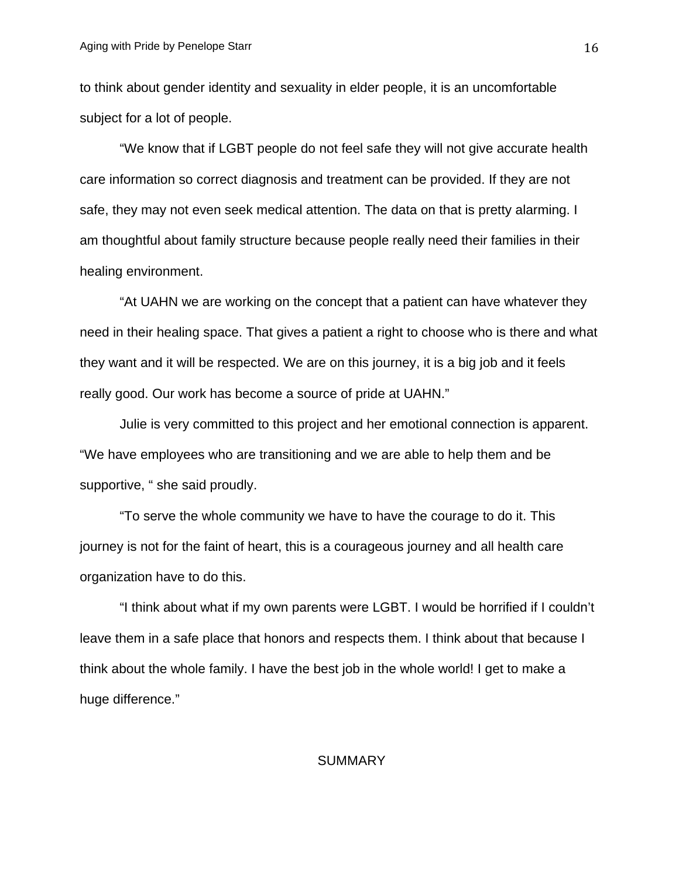to think about gender identity and sexuality in elder people, it is an uncomfortable subject for a lot of people.

"We know that if LGBT people do not feel safe they will not give accurate health care information so correct diagnosis and treatment can be provided. If they are not safe, they may not even seek medical attention. The data on that is pretty alarming. I am thoughtful about family structure because people really need their families in their healing environment.

"At UAHN we are working on the concept that a patient can have whatever they need in their healing space. That gives a patient a right to choose who is there and what they want and it will be respected. We are on this journey, it is a big job and it feels really good. Our work has become a source of pride at UAHN."

Julie is very committed to this project and her emotional connection is apparent. "We have employees who are transitioning and we are able to help them and be supportive, " she said proudly.

"To serve the whole community we have to have the courage to do it. This journey is not for the faint of heart, this is a courageous journey and all health care organization have to do this.

"I think about what if my own parents were LGBT. I would be horrified if I couldn't leave them in a safe place that honors and respects them. I think about that because I think about the whole family. I have the best job in the whole world! I get to make a huge difference."

## SUMMARY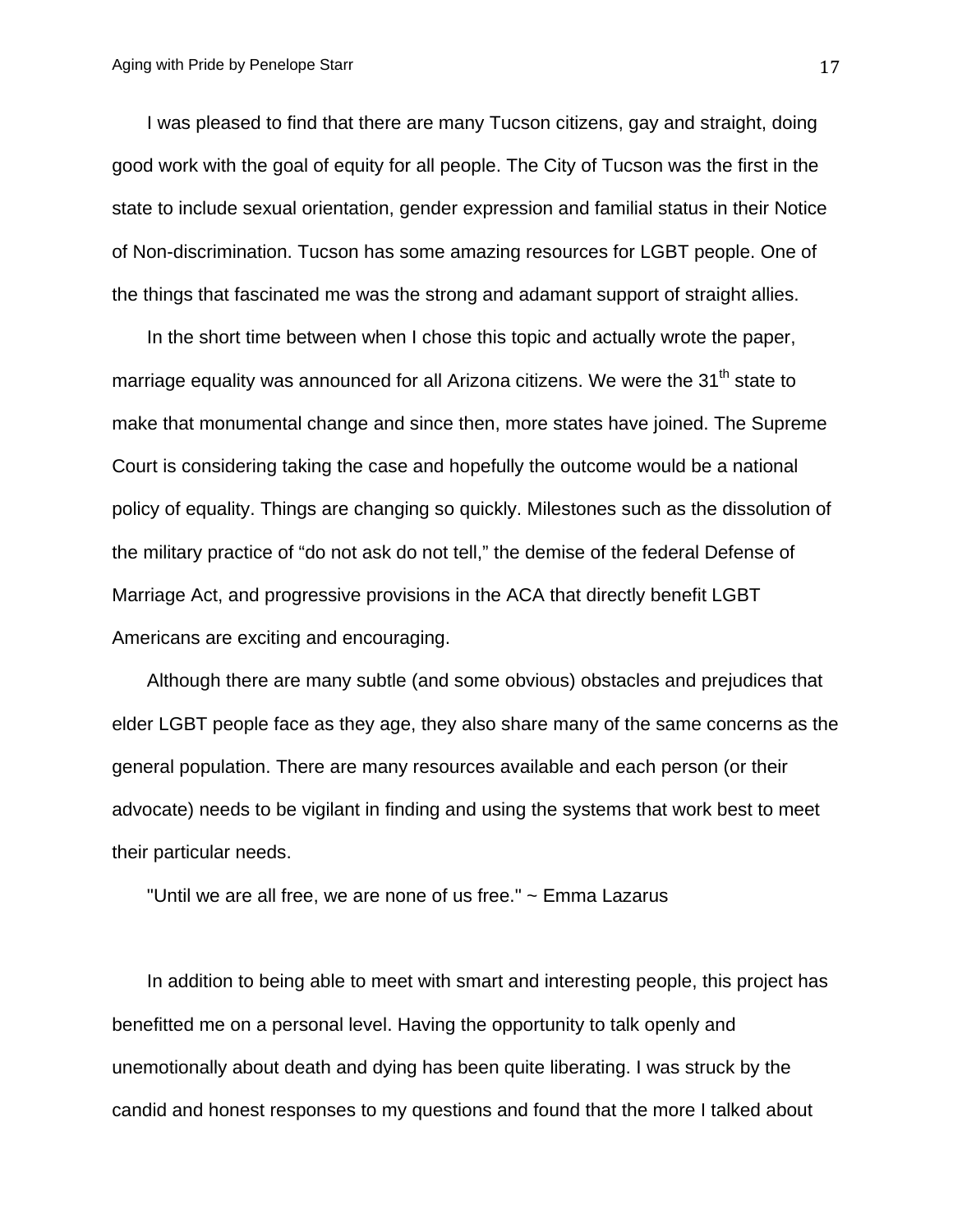I was pleased to find that there are many Tucson citizens, gay and straight, doing good work with the goal of equity for all people. The City of Tucson was the first in the state to include sexual orientation, gender expression and familial status in their Notice of Non-discrimination. Tucson has some amazing resources for LGBT people. One of the things that fascinated me was the strong and adamant support of straight allies.

In the short time between when I chose this topic and actually wrote the paper, marriage equality was announced for all Arizona citizens. We were the 31st state to make that monumental change and since then, more states have joined. The Supreme Court is considering taking the case and hopefully the outcome would be a national policy of equality. Things are changing so quickly. Milestones such as the dissolution of the military practice of “do not ask do not tell,” the demise of the federal Defense of Marriage Act, and progressive provisions in the ACA that directly benefit LGBT Americans are exciting and encouraging.

Although there are many subtle (and some obvious) obstacles and prejudices that elder LGBT people face as they age, they also share many of the same concerns as the general population. There are many resources available and each person (or their advocate) needs to be vigilant in finding and using the systems that work best to meet their particular needs.

"Until we are all free, we are none of us free." ~ Emma Lazarus

In addition to being able to meet with smart and interesting people, this project has benefitted me on a personal level. Having the opportunity to talk openly and unemotionally about death and dying has been quite liberating. I was struck by the candid and honest responses to my questions and found that the more I talked about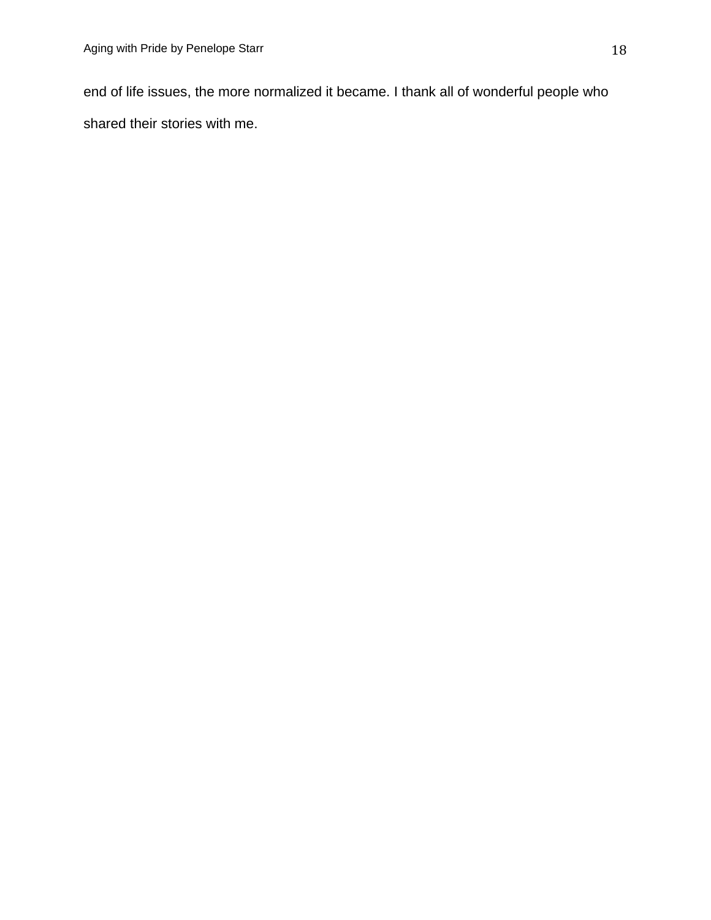end of life issues, the more normalized it became. I thank all of wonderful people who shared their stories with me.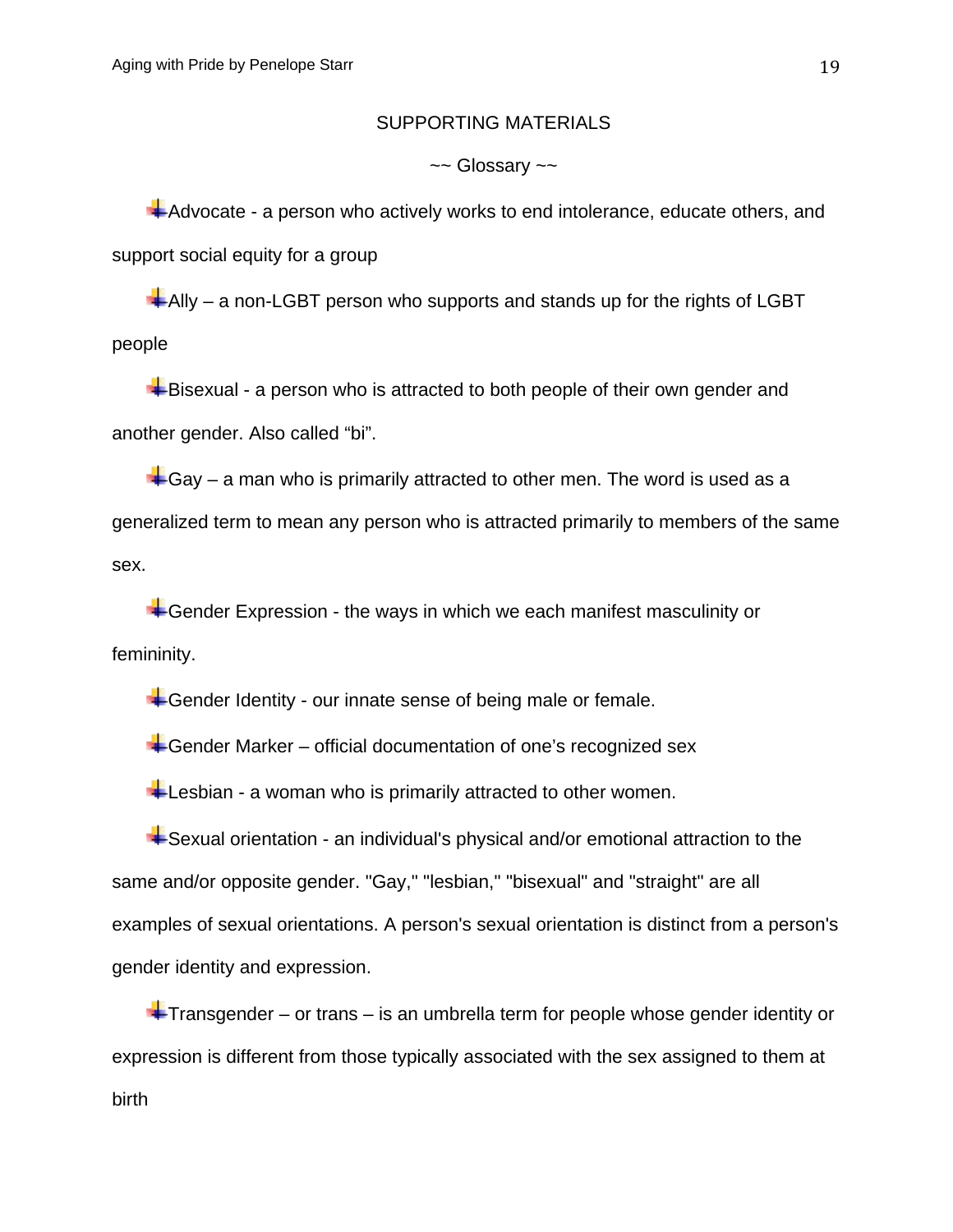## SUPPORTING MATERIALS

### ~~ Glossary ~~

- Advocate - a person who actively works to end intolerance, educate others, and support social equity for a group
- Ally – a non-LGBT person who supports and stands up for the rights of LGBT people
- Bisexual - a person who is attracted to both people of their own gender and another gender. Also called “bi”.
- Gay – a man who is primarily attracted to other men. The word is used as a generalized term to mean any person who is attracted primarily to members of the same sex.
- Gender Expression - the ways in which we each manifest masculinity or femininity.
- Gender Identity - our innate sense of being male or female.
- Gender Marker – official documentation of one’s recognized sex
- Lesbian - a woman who is primarily attracted to other women.
- Sexual orientation - an individual's physical and/or emotional attraction to the same and/or opposite gender. "Gay," "lesbian," "bisexual" and "straight" are all examples of sexual orientations. A person's sexual orientation is distinct from a person's gender identity and expression.
- Transgender – or trans – is an umbrella term for people whose gender identity or expression is different from those typically associated with the sex assigned to them at birth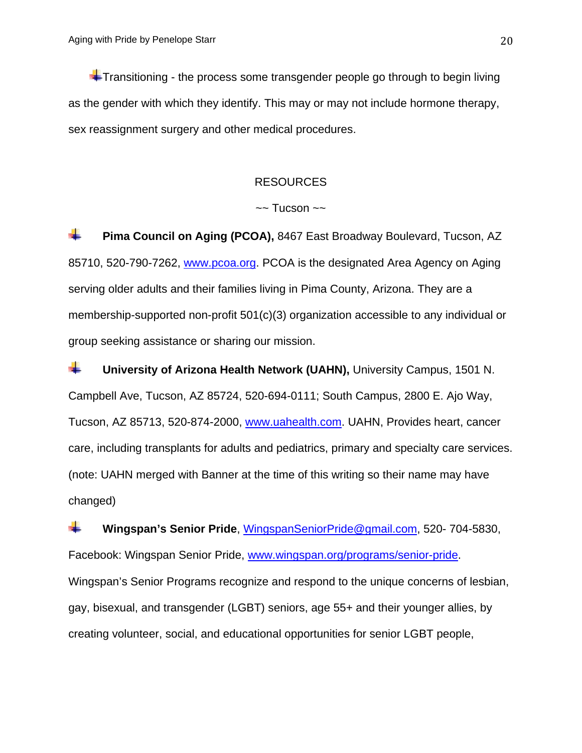Transitioning - the process some transgender people go through to begin living as the gender with which they identify. This may or may not include hormone therapy, sex reassignment surgery and other medical procedures.

## RESOURCES

### ~~ Tucson ~~

- **Pima Council on Aging (PCOA),** 8467 East Broadway Boulevard, Tucson, AZ 85710, 520-790-7262, www.pcoa.org. PCOA is the designated Area Agency on Aging serving older adults and their families living in Pima County, Arizona. They are a membership-supported non-profit 501(c)(3) organization accessible to any individual or group seeking assistance or sharing our mission.

- **University of Arizona Health Network (UAHN),** University Campus, 1501 N. Campbell Ave, Tucson, AZ 85724, 520-694-0111; South Campus, 2800 E. Ajo Way, Tucson, AZ 85713, 520-874-2000, www.uahealth.com. UAHN, Provides heart, cancer care, including transplants for adults and pediatrics, primary and specialty care services. (note: UAHN merged with Banner at the time of this writing so their name may have changed)

- **Wingspan's Senior Pride**, WingspanSeniorPride@gmail.com, 520- 704-5830, Facebook: Wingspan Senior Pride, www.wingspan.org/programs/senior-pride. Wingspan's Senior Programs recognize and respond to the unique concerns of lesbian, gay, bisexual, and transgender (LGBT) seniors, age 55+ and their younger allies, by creating volunteer, social, and educational opportunities for senior LGBT people,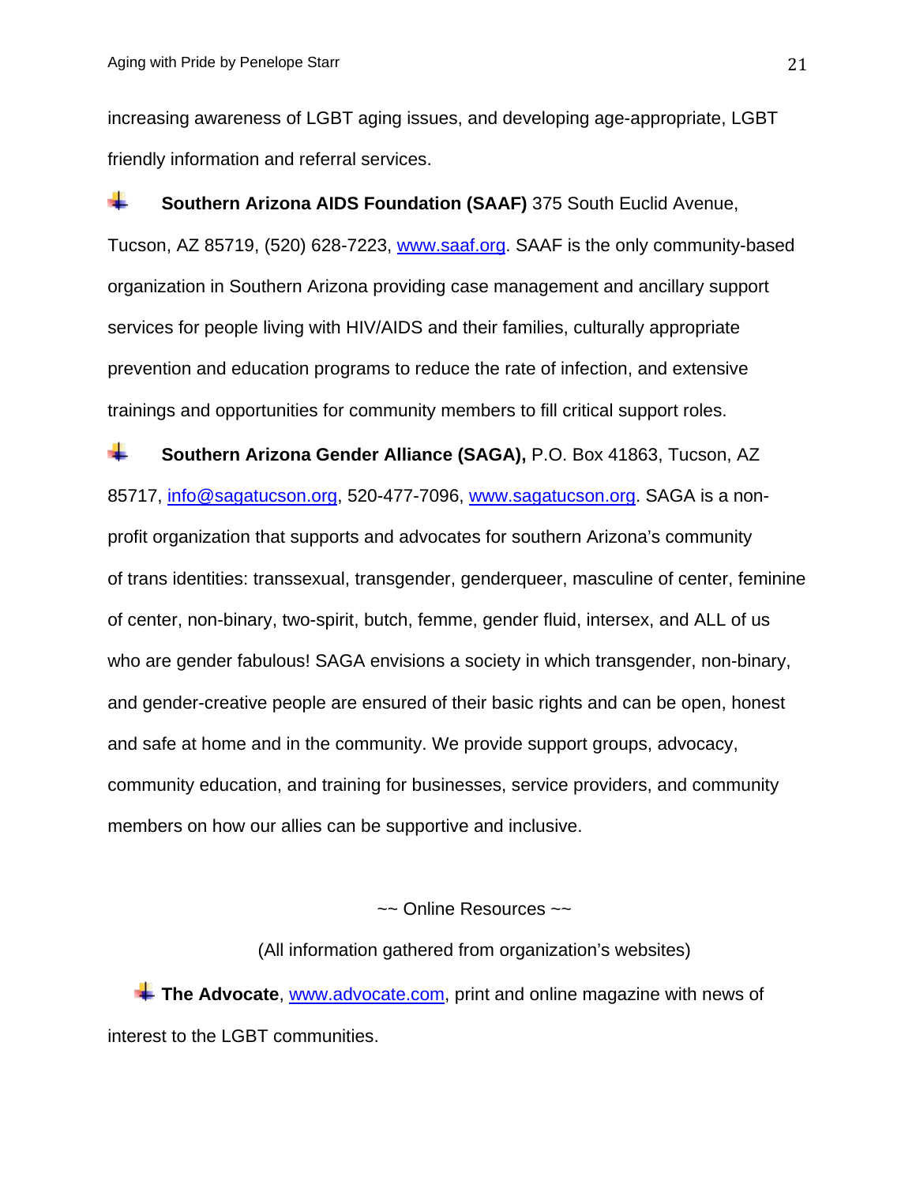increasing awareness of LGBT aging issues, and developing age-appropriate, LGBT friendly information and referral services.

- **Southern Arizona AIDS Foundation (SAAF)** 375 South Euclid Avenue, Tucson, AZ 85719, (520) 628-7223, www.saaf.org. SAAF is the only community-based organization in Southern Arizona providing case management and ancillary support services for people living with HIV/AIDS and their families, culturally appropriate prevention and education programs to reduce the rate of infection, and extensive trainings and opportunities for community members to fill critical support roles.

- **Southern Arizona Gender Alliance (SAGA),** P.O. Box 41863, Tucson, AZ 85717, info@sagatucson.org, 520-477-7096, www.sagatucson.org. SAGA is a non-profit organization that supports and advocates for southern Arizona's community of trans identities: transsexual, transgender, genderqueer, masculine of center, feminine of center, non-binary, two-spirit, butch, femme, gender fluid, intersex, and ALL of us who are gender fabulous! SAGA envisions a society in which transgender, non-binary, and gender-creative people are ensured of their basic rights and can be open, honest and safe at home and in the community. We provide support groups, advocacy, community education, and training for businesses, service providers, and community members on how our allies can be supportive and inclusive.

~~ Online Resources ~~

(All information gathered from organization's websites)

- **The Advocate**, www.advocate.com, print and online magazine with news of interest to the LGBT communities.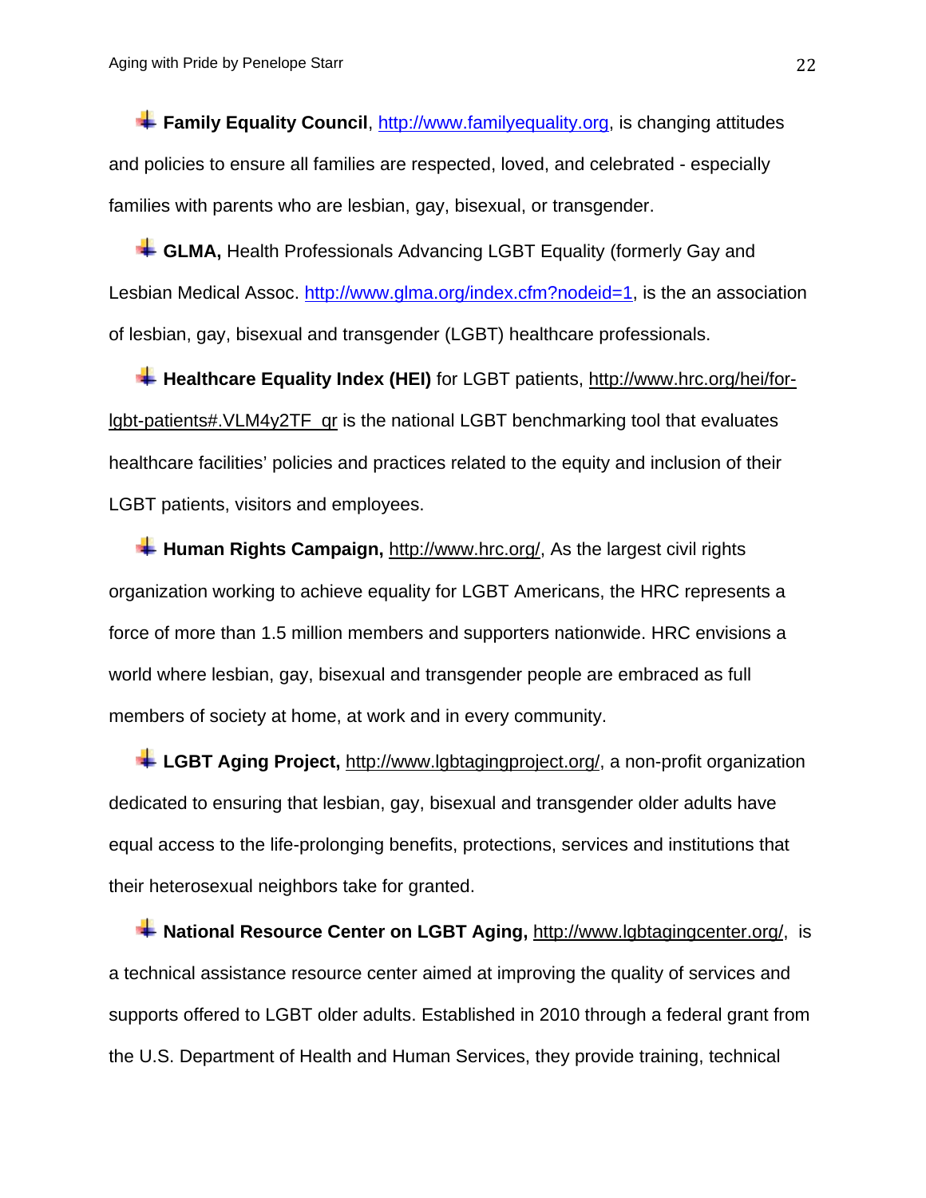- **Family Equality Council**, http://www.familyequality.org, is changing attitudes and policies to ensure all families are respected, loved, and celebrated - especially families with parents who are lesbian, gay, bisexual, or transgender.

- **GLMA,** Health Professionals Advancing LGBT Equality (formerly Gay and Lesbian Medical Assoc. http://www.glma.org/index.cfm?nodeid=1, is the an association of lesbian, gay, bisexual and transgender (LGBT) healthcare professionals.

- **Healthcare Equality Index (HEI)** for LGBT patients, http://www.hrc.org/hei/for-lgbt-patients#.VLM4y2TF_qr is the national LGBT benchmarking tool that evaluates healthcare facilities' policies and practices related to the equity and inclusion of their LGBT patients, visitors and employees.

- **Human Rights Campaign,** http://www.hrc.org/, As the largest civil rights organization working to achieve equality for LGBT Americans, the HRC represents a force of more than 1.5 million members and supporters nationwide. HRC envisions a world where lesbian, gay, bisexual and transgender people are embraced as full members of society at home, at work and in every community.

- **LGBT Aging Project,** http://www.lgbtagingproject.org/, a non-profit organization dedicated to ensuring that lesbian, gay, bisexual and transgender older adults have equal access to the life-prolonging benefits, protections, services and institutions that their heterosexual neighbors take for granted.

- **National Resource Center on LGBT Aging,** http://www.lgbtagingcenter.org/, is a technical assistance resource center aimed at improving the quality of services and supports offered to LGBT older adults. Established in 2010 through a federal grant from the U.S. Department of Health and Human Services, they provide training, technical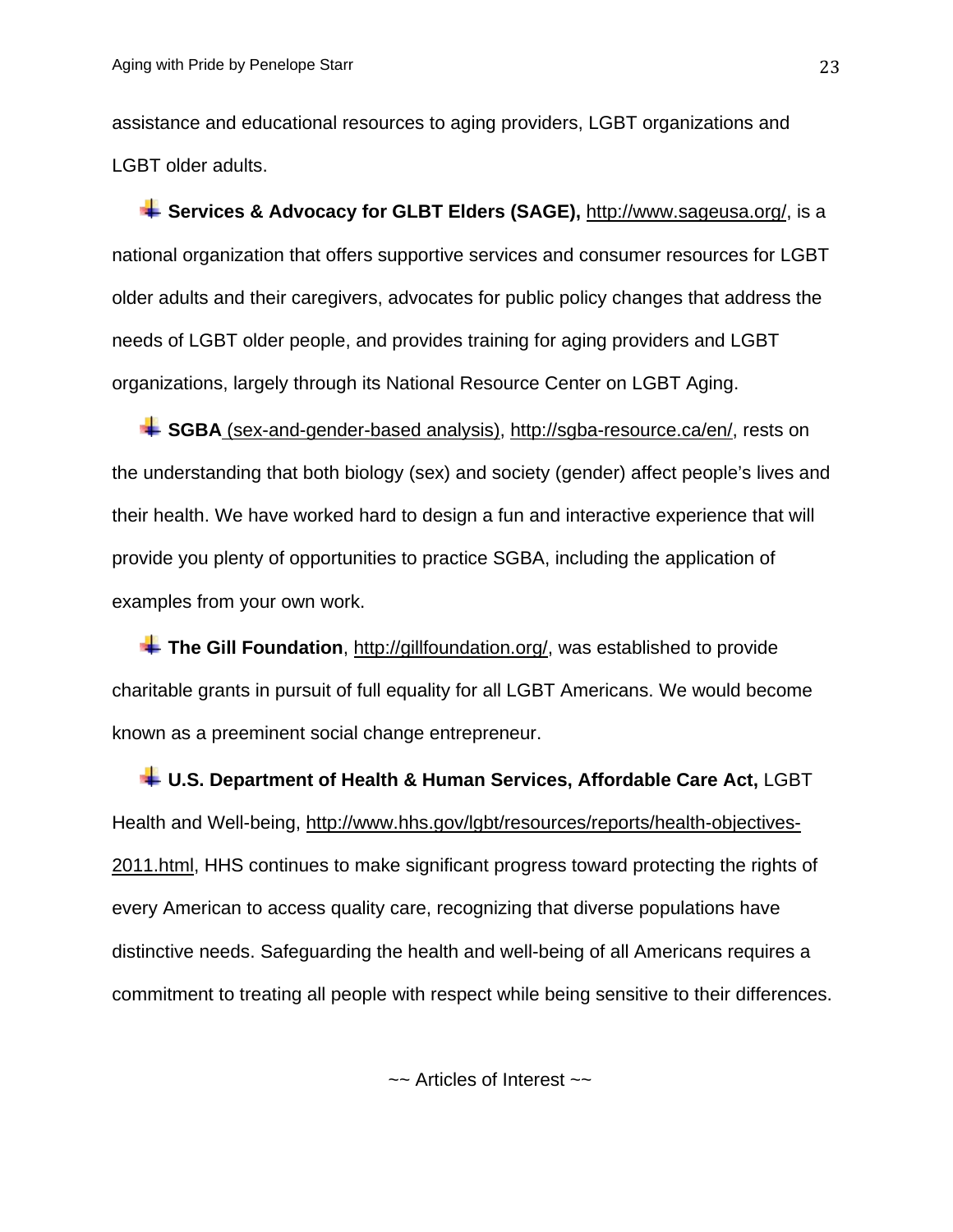assistance and educational resources to aging providers, LGBT organizations and LGBT older adults.

- **Services & Advocacy for GLBT Elders (SAGE),** http://www.sageusa.org/, is a national organization that offers supportive services and consumer resources for LGBT older adults and their caregivers, advocates for public policy changes that address the needs of LGBT older people, and provides training for aging providers and LGBT organizations, largely through its National Resource Center on LGBT Aging.

- **SGBA** (sex-and-gender-based analysis), http://sgba-resource.ca/en/, rests on the understanding that both biology (sex) and society (gender) affect people's lives and their health. We have worked hard to design a fun and interactive experience that will provide you plenty of opportunities to practice SGBA, including the application of examples from your own work.

- **The Gill Foundation**, http://gillfoundation.org/, was established to provide charitable grants in pursuit of full equality for all LGBT Americans. We would become known as a preeminent social change entrepreneur.

- **U.S. Department of Health & Human Services, Affordable Care Act,** LGBT Health and Well-being, http://www.hhs.gov/lgbt/resources/reports/health-objectives-2011.html, HHS continues to make significant progress toward protecting the rights of every American to access quality care, recognizing that diverse populations have distinctive needs. Safeguarding the health and well-being of all Americans requires a commitment to treating all people with respect while being sensitive to their differences.

~~ Articles of Interest ~~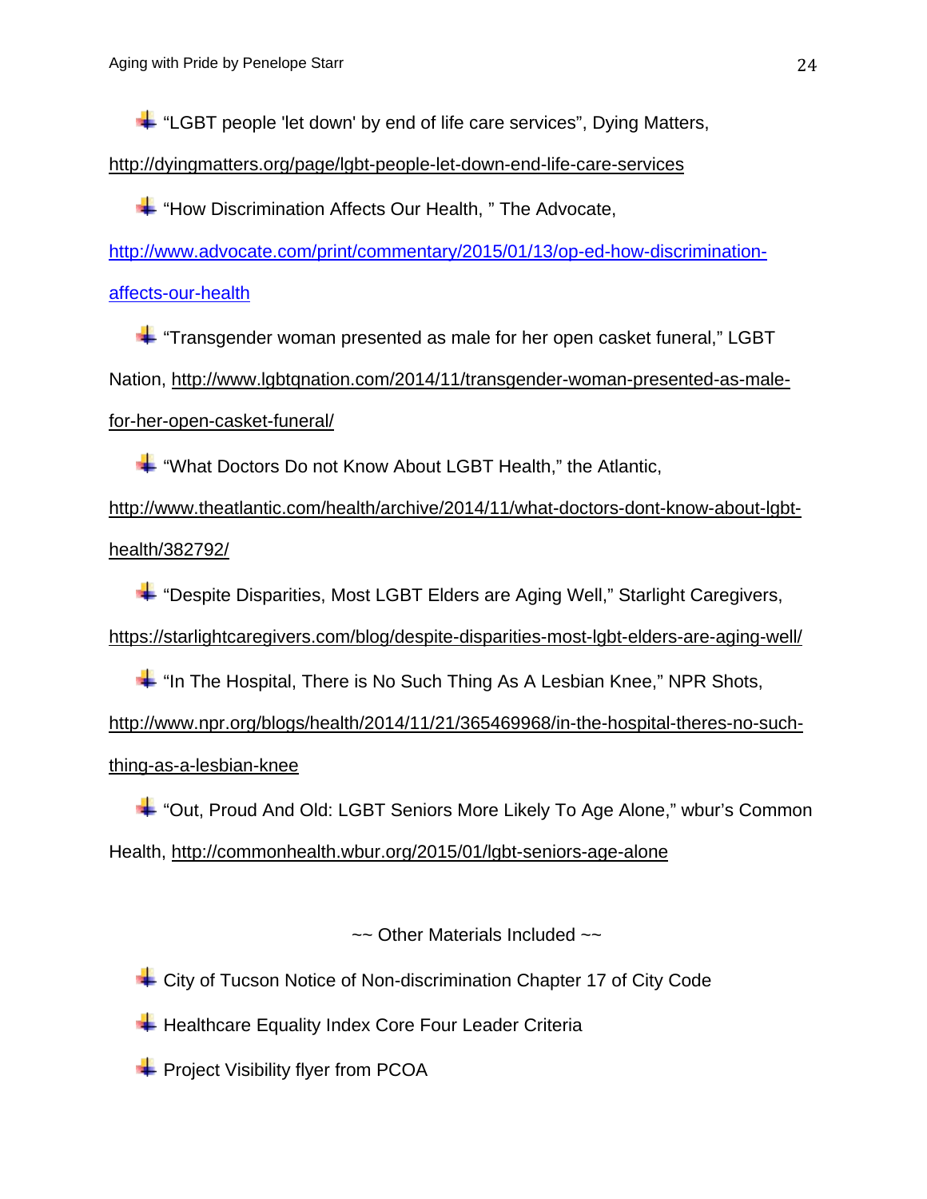- "LGBT people 'let down' by end of life care services", Dying Matters, http://dyingmatters.org/page/lgbt-people-let-down-end-life-care-services
- "How Discrimination Affects Our Health, " The Advocate, http://www.advocate.com/print/commentary/2015/01/13/op-ed-how-discrimination-affects-our-health
- "Transgender woman presented as male for her open casket funeral," LGBT Nation, http://www.lgbtqnation.com/2014/11/transgender-woman-presented-as-male-for-her-open-casket-funeral/
- "What Doctors Do not Know About LGBT Health," the Atlantic, http://www.theatlantic.com/health/archive/2014/11/what-doctors-dont-know-about-lgbt-health/382792/
- "Despite Disparities, Most LGBT Elders are Aging Well," Starlight Caregivers, https://starlightcaregivers.com/blog/despite-disparities-most-lgbt-elders-are-aging-well/
- "In The Hospital, There is No Such Thing As A Lesbian Knee," NPR Shots, http://www.npr.org/blogs/health/2014/11/21/365469968/in-the-hospital-theres-no-such-thing-as-a-lesbian-knee
- "Out, Proud And Old: LGBT Seniors More Likely To Age Alone," wbur's Common Health, http://commonhealth.wbur.org/2015/01/lgbt-seniors-age-alone

~~ Other Materials Included ~~

- City of Tucson Notice of Non-discrimination Chapter 17 of City Code
- Healthcare Equality Index Core Four Leader Criteria
- Project Visibility flyer from PCOA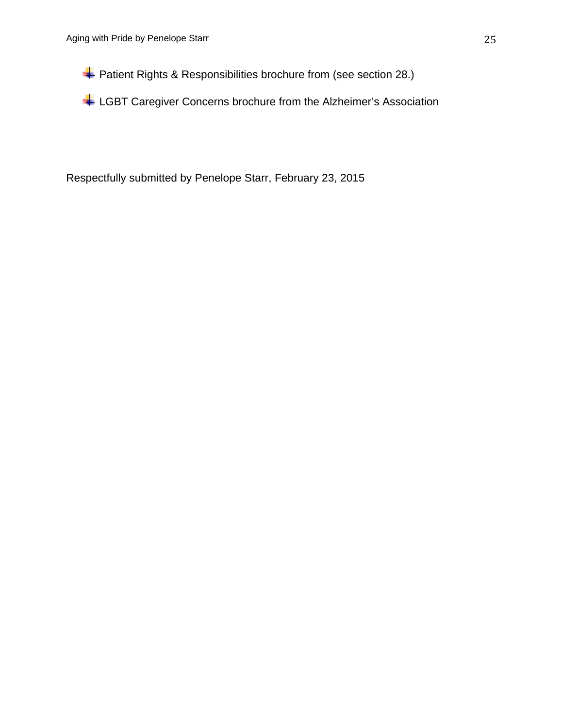- Patient Rights & Responsibilities brochure from (see section 28.)
- LGBT Caregiver Concerns brochure from the Alzheimer’s Association

Respectfully submitted by Penelope Starr, February 23, 2015